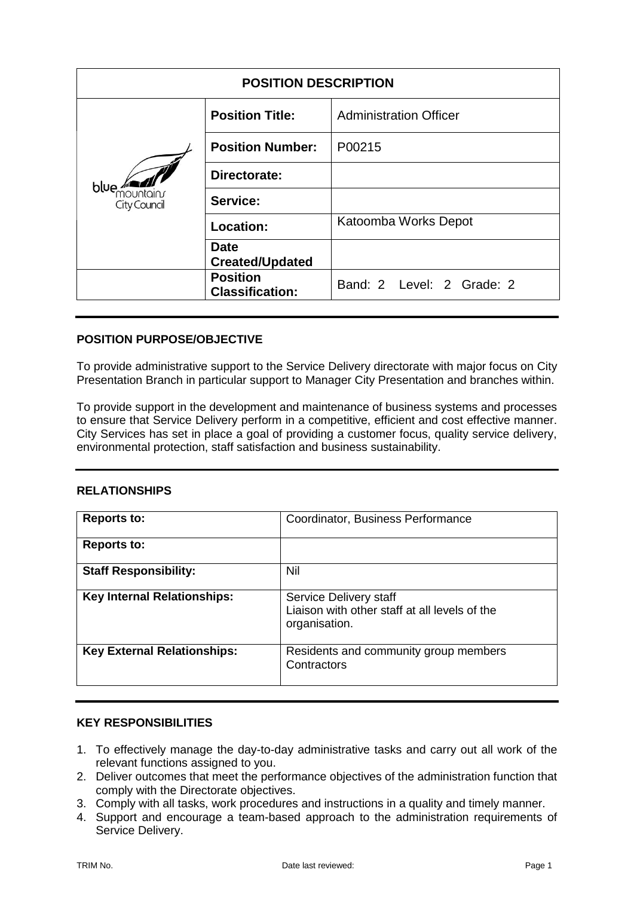# POSITION DESCRIPTION

| | | |
|---|---|---|
| blue mountains City Council | **Position Title:** | Administration Officer |
| | **Position Number:** | P00215 |
| | **Directorate:** | |
| | **Service:** | |
| | **Location:** | Katoomba Works Depot |
| | **Date Created/Updated** | |
| | **Position Classification:** | Band: 2 Level: 2 Grade: 2 |

## POSITION PURPOSE/OBJECTIVE

To provide administrative support to the Service Delivery directorate with major focus on City Presentation Branch in particular support to Manager City Presentation and branches within.

To provide support in the development and maintenance of business systems and processes to ensure that Service Delivery perform in a competitive, efficient and cost effective manner. City Services has set in place a goal of providing a customer focus, quality service delivery, environmental protection, staff satisfaction and business sustainability.

## RELATIONSHIPS

| | |
|---|---|
| **Reports to:** | Coordinator, Business Performance |
| **Reports to:** | |
| **Staff Responsibility:** | Nil |
| **Key Internal Relationships:** | Service Delivery staff<br>Liaison with other staff at all levels of the organisation. |
| **Key External Relationships:** | Residents and community group members<br>Contractors |

## KEY RESPONSIBILITIES

1. To effectively manage the day-to-day administrative tasks and carry out all work of the relevant functions assigned to you.
2. Deliver outcomes that meet the performance objectives of the administration function that comply with the Directorate objectives.
3. Comply with all tasks, work procedures and instructions in a quality and timely manner.
4. Support and encourage a team-based approach to the administration requirements of Service Delivery.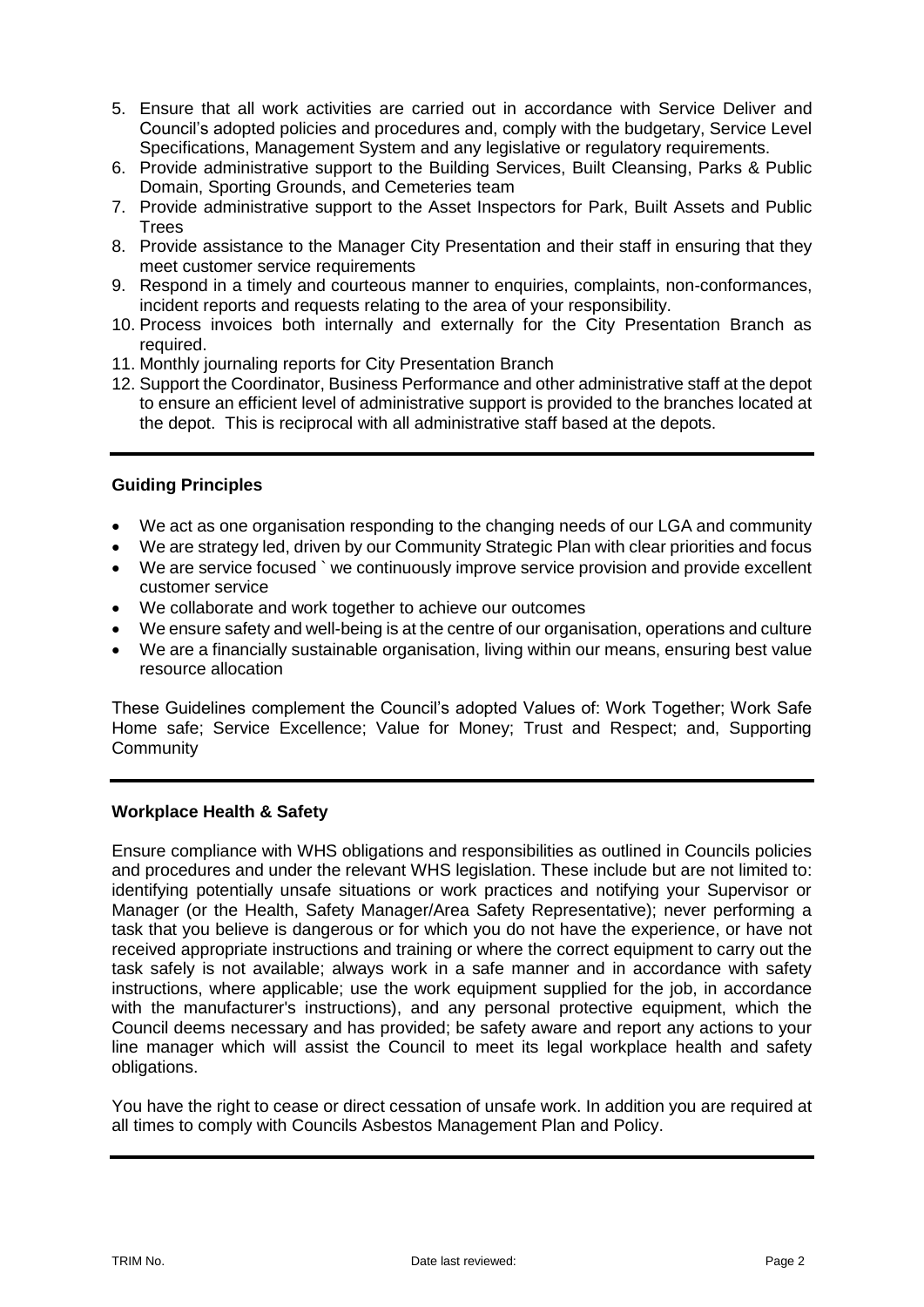5. Ensure that all work activities are carried out in accordance with Service Deliver and Council's adopted policies and procedures and, comply with the budgetary, Service Level Specifications, Management System and any legislative or regulatory requirements.
6. Provide administrative support to the Building Services, Built Cleansing, Parks & Public Domain, Sporting Grounds, and Cemeteries team
7. Provide administrative support to the Asset Inspectors for Park, Built Assets and Public Trees
8. Provide assistance to the Manager City Presentation and their staff in ensuring that they meet customer service requirements
9. Respond in a timely and courteous manner to enquiries, complaints, non-conformances, incident reports and requests relating to the area of your responsibility.
10. Process invoices both internally and externally for the City Presentation Branch as required.
11. Monthly journaling reports for City Presentation Branch
12. Support the Coordinator, Business Performance and other administrative staff at the depot to ensure an efficient level of administrative support is provided to the branches located at the depot. This is reciprocal with all administrative staff based at the depots.

---

**Guiding Principles**

- We act as one organisation responding to the changing needs of our LGA and community
- We are strategy led, driven by our Community Strategic Plan with clear priorities and focus
- We are service focused ` we continuously improve service provision and provide excellent customer service
- We collaborate and work together to achieve our outcomes
- We ensure safety and well-being is at the centre of our organisation, operations and culture
- We are a financially sustainable organisation, living within our means, ensuring best value resource allocation

These Guidelines complement the Council's adopted Values of: Work Together; Work Safe Home safe; Service Excellence; Value for Money; Trust and Respect; and, Supporting Community

---

**Workplace Health & Safety**

Ensure compliance with WHS obligations and responsibilities as outlined in Councils policies and procedures and under the relevant WHS legislation. These include but are not limited to: identifying potentially unsafe situations or work practices and notifying your Supervisor or Manager (or the Health, Safety Manager/Area Safety Representative); never performing a task that you believe is dangerous or for which you do not have the experience, or have not received appropriate instructions and training or where the correct equipment to carry out the task safely is not available; always work in a safe manner and in accordance with safety instructions, where applicable; use the work equipment supplied for the job, in accordance with the manufacturer's instructions), and any personal protective equipment, which the Council deems necessary and has provided; be safety aware and report any actions to your line manager which will assist the Council to meet its legal workplace health and safety obligations.

You have the right to cease or direct cessation of unsafe work. In addition you are required at all times to comply with Councils Asbestos Management Plan and Policy.

---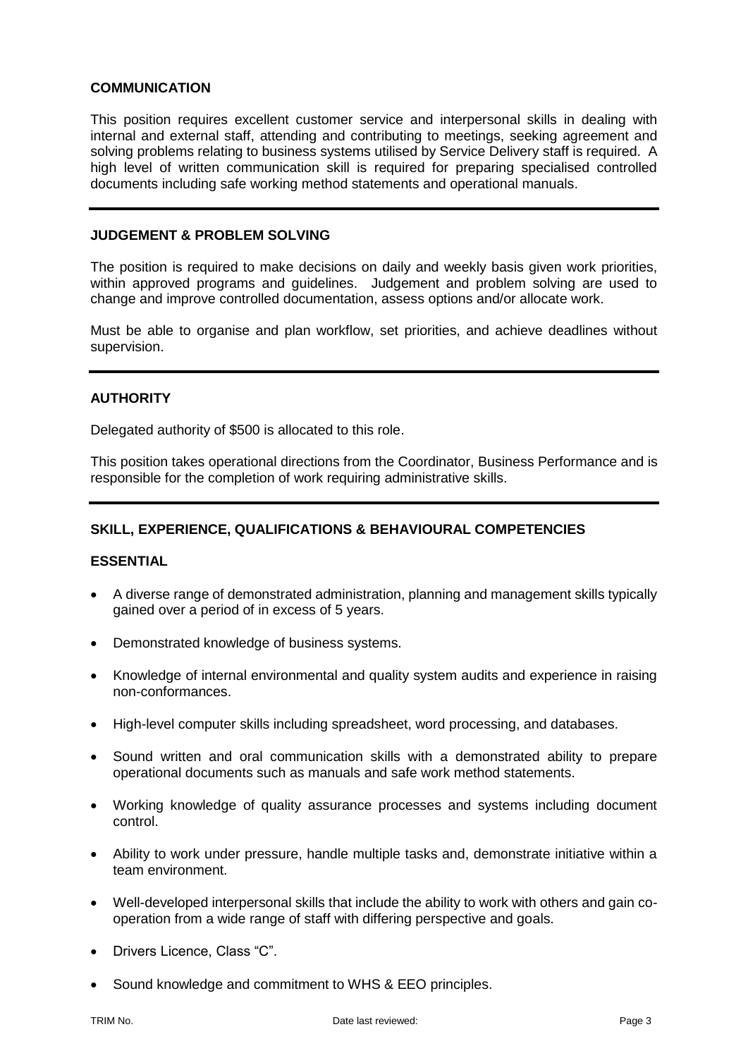## COMMUNICATION

This position requires excellent customer service and interpersonal skills in dealing with internal and external staff, attending and contributing to meetings, seeking agreement and solving problems relating to business systems utilised by Service Delivery staff is required. A high level of written communication skill is required for preparing specialised controlled documents including safe working method statements and operational manuals.

---

## JUDGEMENT & PROBLEM SOLVING

The position is required to make decisions on daily and weekly basis given work priorities, within approved programs and guidelines. Judgement and problem solving are used to change and improve controlled documentation, assess options and/or allocate work.

Must be able to organise and plan workflow, set priorities, and achieve deadlines without supervision.

---

## AUTHORITY

Delegated authority of $500 is allocated to this role.

This position takes operational directions from the Coordinator, Business Performance and is responsible for the completion of work requiring administrative skills.

---

## SKILL, EXPERIENCE, QUALIFICATIONS & BEHAVIOURAL COMPETENCIES

### ESSENTIAL

- A diverse range of demonstrated administration, planning and management skills typically gained over a period of in excess of 5 years.
- Demonstrated knowledge of business systems.
- Knowledge of internal environmental and quality system audits and experience in raising non-conformances.
- High-level computer skills including spreadsheet, word processing, and databases.
- Sound written and oral communication skills with a demonstrated ability to prepare operational documents such as manuals and safe work method statements.
- Working knowledge of quality assurance processes and systems including document control.
- Ability to work under pressure, handle multiple tasks and, demonstrate initiative within a team environment.
- Well-developed interpersonal skills that include the ability to work with others and gain co-operation from a wide range of staff with differing perspective and goals.
- Drivers Licence, Class "C".
- Sound knowledge and commitment to WHS & EEO principles.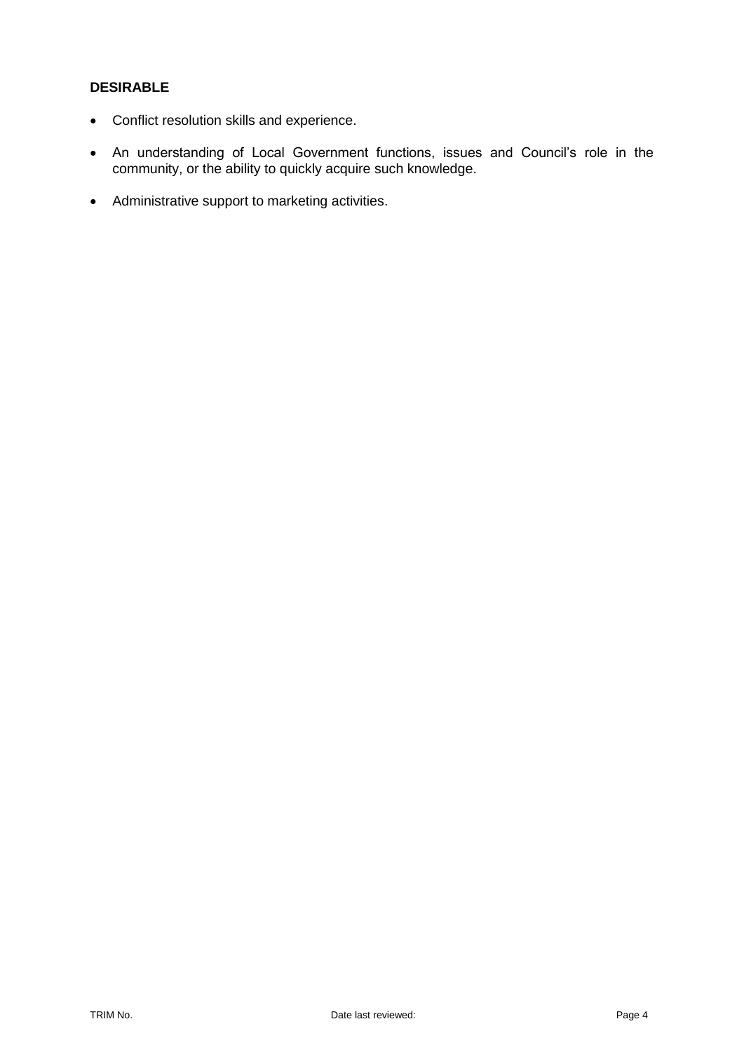**DESIRABLE**

- Conflict resolution skills and experience.
- An understanding of Local Government functions, issues and Council's role in the community, or the ability to quickly acquire such knowledge.
- Administrative support to marketing activities.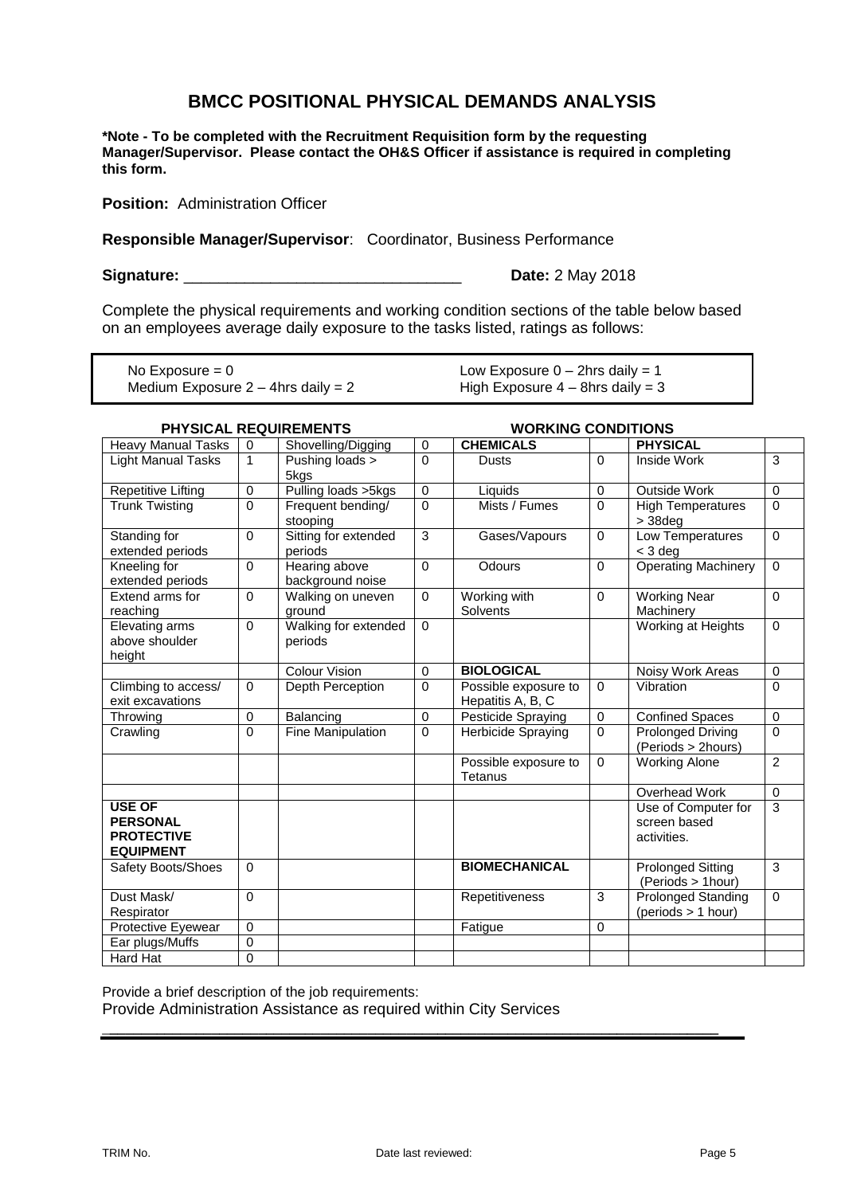# BMCC POSITIONAL PHYSICAL DEMANDS ANALYSIS

**\*Note - To be completed with the Recruitment Requisition form by the requesting Manager/Supervisor. Please contact the OH&S Officer if assistance is required in completing this form.**

**Position:** Administration Officer

**Responsible Manager/Supervisor**: Coordinator, Business Performance

**Signature:** ________________________________ **Date:** 2 May 2018

Complete the physical requirements and working condition sections of the table below based on an employees average daily exposure to the tasks listed, ratings as follows:

| | |
|---|---|
| No Exposure = 0 | Low Exposure 0 – 2hrs daily = 1 |
| Medium Exposure 2 – 4hrs daily = 2 | High Exposure 4 – 8hrs daily = 3 |

| PHYSICAL REQUIREMENTS | | | | WORKING CONDITIONS | | | |
|---|---|---|---|---|---|---|---|
| Heavy Manual Tasks | 0 | Shovelling/Digging | 0 | **CHEMICALS** | | **PHYSICAL** | |
| Light Manual Tasks | 1 | Pushing loads > 5kgs | 0 | Dusts | 0 | Inside Work | 3 |
| Repetitive Lifting | 0 | Pulling loads >5kgs | 0 | Liquids | 0 | Outside Work | 0 |
| Trunk Twisting | 0 | Frequent bending/ stooping | 0 | Mists / Fumes | 0 | High Temperatures > 38deg | 0 |
| Standing for extended periods | 0 | Sitting for extended periods | 3 | Gases/Vapours | 0 | Low Temperatures < 3 deg | 0 |
| Kneeling for extended periods | 0 | Hearing above background noise | 0 | Odours | 0 | Operating Machinery | 0 |
| Extend arms for reaching | 0 | Walking on uneven ground | 0 | Working with Solvents | 0 | Working Near Machinery | 0 |
| Elevating arms above shoulder height | 0 | Walking for extended periods | 0 | | | Working at Heights | 0 |
| | | Colour Vision | 0 | **BIOLOGICAL** | | Noisy Work Areas | 0 |
| Climbing to access/ exit excavations | 0 | Depth Perception | 0 | Possible exposure to Hepatitis A, B, C | 0 | Vibration | 0 |
| Throwing | 0 | Balancing | 0 | Pesticide Spraying | 0 | Confined Spaces | 0 |
| Crawling | 0 | Fine Manipulation | 0 | Herbicide Spraying | 0 | Prolonged Driving (Periods > 2hours) | 0 |
| | | | | Possible exposure to Tetanus | 0 | Working Alone | 2 |
| | | | | | | Overhead Work | 0 |
| **USE OF PERSONAL PROTECTIVE EQUIPMENT** | | | | | | Use of Computer for screen based activities. | 3 |
| Safety Boots/Shoes | 0 | | | **BIOMECHANICAL** | | Prolonged Sitting (Periods > 1hour) | 3 |
| Dust Mask/ Respirator | 0 | | | Repetitiveness | 3 | Prolonged Standing (periods > 1 hour) | 0 |
| Protective Eyewear | 0 | | | Fatigue | 0 | | |
| Ear plugs/Muffs | 0 | | | | | | |
| Hard Hat | 0 | | | | | | |

Provide a brief description of the job requirements:

Provide Administration Assistance as required within City Services